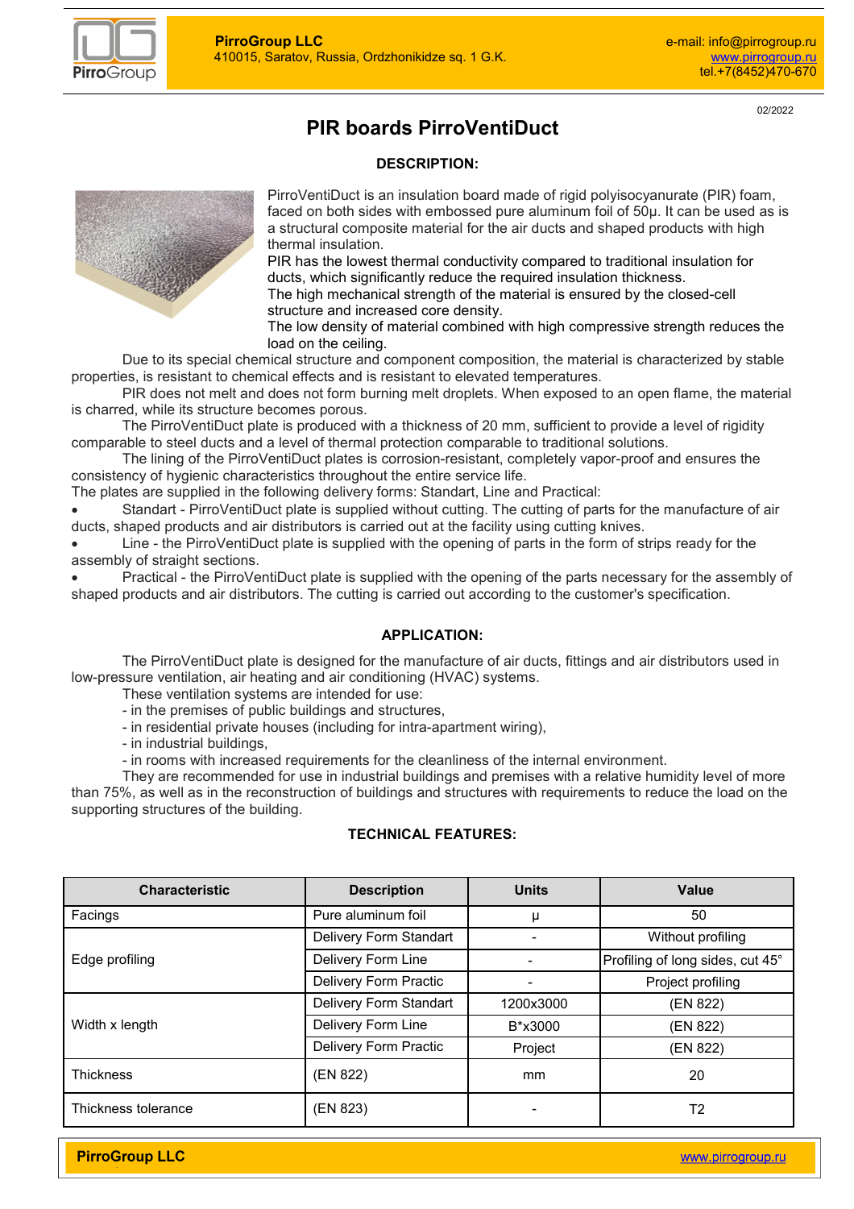02/2022

# PIR boards PirroVentiDuct

## DESCRIPTION:

PirroVentiDuct is an insulation board made of rigid polyisocyanurate (PIR) foam, faced on both sides with embossed pure aluminum foil of 50μ. It can be used as is a structural composite material for the air ducts and shaped products with high thermal insulation.
PIR has the lowest thermal conductivity compared to traditional insulation for ducts, which significantly reduce the required insulation thickness.
The high mechanical strength of the material is ensured by the closed-cell structure and increased core density.
The low density of material combined with high compressive strength reduces the load on the ceiling.

Due to its special chemical structure and component composition, the material is characterized by stable properties, is resistant to chemical effects and is resistant to elevated temperatures.

PIR does not melt and does not form burning melt droplets. When exposed to an open flame, the material is charred, while its structure becomes porous.

The PirroVentiDuct plate is produced with a thickness of 20 mm, sufficient to provide a level of rigidity comparable to steel ducts and a level of thermal protection comparable to traditional solutions.

The lining of the PirroVentiDuct plates is corrosion-resistant, completely vapor-proof and ensures the consistency of hygienic characteristics throughout the entire service life.

The plates are supplied in the following delivery forms: Standart, Line and Practical:

- Standart - PirroVentiDuct plate is supplied without cutting. The cutting of parts for the manufacture of air ducts, shaped products and air distributors is carried out at the facility using cutting knives.
- Line - the PirroVentiDuct plate is supplied with the opening of parts in the form of strips ready for the assembly of straight sections.
- Practical - the PirroVentiDuct plate is supplied with the opening of the parts necessary for the assembly of shaped products and air distributors. The cutting is carried out according to the customer's specification.

## APPLICATION:

The PirroVentiDuct plate is designed for the manufacture of air ducts, fittings and air distributors used in low-pressure ventilation, air heating and air conditioning (HVAC) systems.

These ventilation systems are intended for use:

- in the premises of public buildings and structures,
- in residential private houses (including for intra-apartment wiring),
- in industrial buildings,
- in rooms with increased requirements for the cleanliness of the internal environment.

They are recommended for use in industrial buildings and premises with a relative humidity level of more than 75%, as well as in the reconstruction of buildings and structures with requirements to reduce the load on the supporting structures of the building.

## TECHNICAL FEATURES:

| Characteristic | Description | Units | Value |
|---|---|---|---|
| Facings | Pure aluminum foil | μ | 50 |
| Edge profiling | Delivery Form Standart | - | Without profiling |
| | Delivery Form Line | - | Profiling of long sides, cut 45° |
| | Delivery Form Practic | - | Project profiling |
| Width x length | Delivery Form Standart | 1200x3000 | (EN 822) |
| | Delivery Form Line | B*x3000 | (EN 822) |
| | Delivery Form Practic | Project | (EN 822) |
| Thickness | (EN 822) | mm | 20 |
| Thickness tolerance | (EN 823) | - | T2 |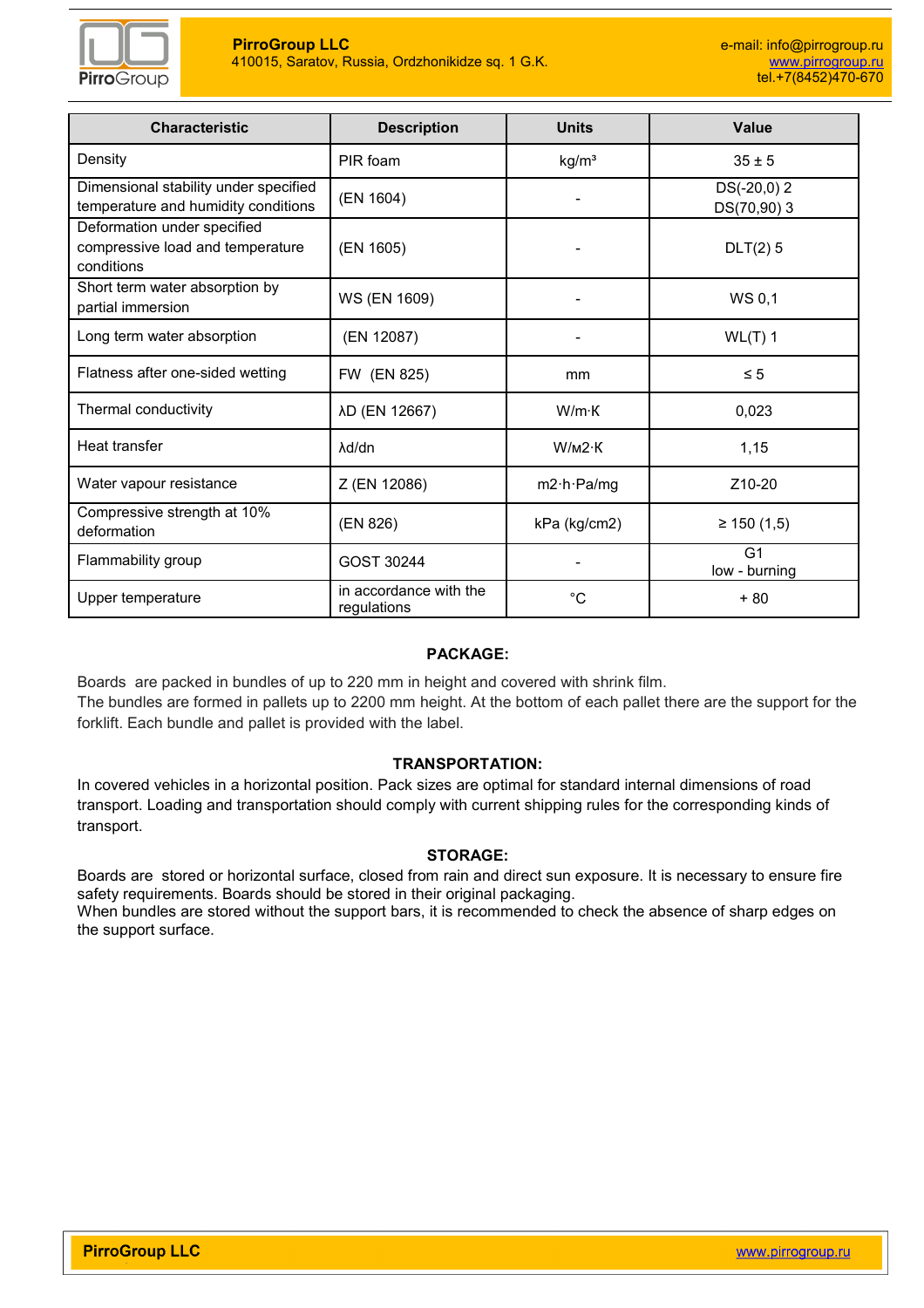| Characteristic | Description | Units | Value |
|---|---|---|---|
| Density | PIR foam | kg/m³ | 35 ± 5 |
| Dimensional stability under specified temperature and humidity conditions | (EN 1604) | - | DS(-20,0) 2<br>DS(70,90) 3 |
| Deformation under specified compressive load and temperature conditions | (EN 1605) | - | DLT(2) 5 |
| Short term water absorption by partial immersion | WS (EN 1609) | - | WS 0,1 |
| Long term water absorption | (EN 12087) | - | WL(T) 1 |
| Flatness after one-sided wetting | FW (EN 825) | mm | ≤ 5 |
| Thermal conductivity | λD (EN 12667) | W/m·K | 0,023 |
| Heat transfer | λd/dn | W/м2·K | 1,15 |
| Water vapour resistance | Z (EN 12086) | m2·h·Pa/mg | Z10-20 |
| Compressive strength at 10% deformation | (EN 826) | kPa (kg/cm2) | ≥ 150 (1,5) |
| Flammability group | GOST 30244 | - | G1<br>low - burning |
| Upper temperature | in accordance with the regulations | °C | + 80 |

**PACKAGE:**

Boards are packed in bundles of up to 220 mm in height and covered with shrink film.
The bundles are formed in pallets up to 2200 mm height. At the bottom of each pallet there are the support for the forklift. Each bundle and pallet is provided with the label.

**TRANSPORTATION:**

In covered vehicles in a horizontal position. Pack sizes are optimal for standard internal dimensions of road transport. Loading and transportation should comply with current shipping rules for the corresponding kinds of transport.

**STORAGE:**

Boards are stored or horizontal surface, closed from rain and direct sun exposure. It is necessary to ensure fire safety requirements. Boards should be stored in their original packaging.
When bundles are stored without the support bars, it is recommended to check the absence of sharp edges on the support surface.